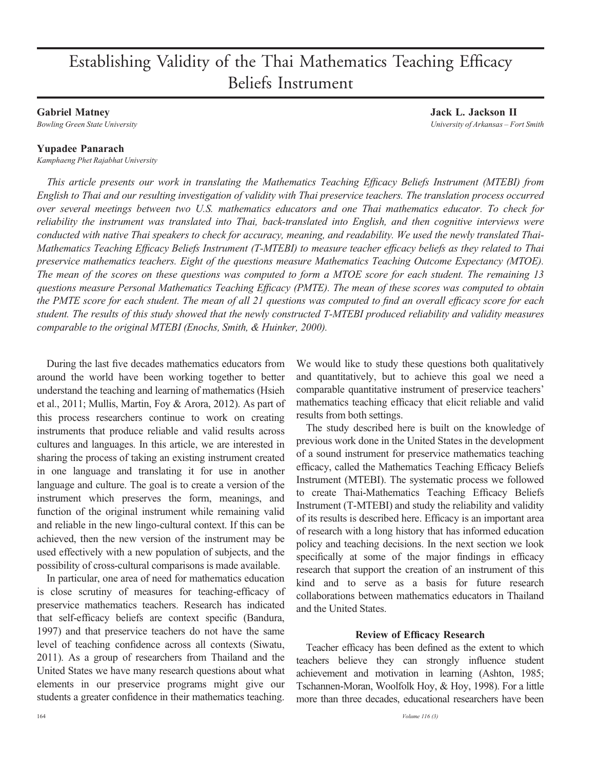# Establishing Validity of the Thai Mathematics Teaching Efficacy Beliefs Instrument

**Gabriel Matney**
*Bowling Green State University*

**Jack L. Jackson II**
*University of Arkansas – Fort Smith*

**Yupadee Panarach**
*Kamphaeng Phet Rajabhat University*

*This article presents our work in translating the Mathematics Teaching Efficacy Beliefs Instrument (MTEBI) from English to Thai and our resulting investigation of validity with Thai preservice teachers. The translation process occurred over several meetings between two U.S. mathematics educators and one Thai mathematics educator. To check for reliability the instrument was translated into Thai, back-translated into English, and then cognitive interviews were conducted with native Thai speakers to check for accuracy, meaning, and readability. We used the newly translated Thai-Mathematics Teaching Efficacy Beliefs Instrument (T-MTEBI) to measure teacher efficacy beliefs as they related to Thai preservice mathematics teachers. Eight of the questions measure Mathematics Teaching Outcome Expectancy (MTOE). The mean of the scores on these questions was computed to form a MTOE score for each student. The remaining 13 questions measure Personal Mathematics Teaching Efficacy (PMTE). The mean of these scores was computed to obtain the PMTE score for each student. The mean of all 21 questions was computed to find an overall efficacy score for each student. The results of this study showed that the newly constructed T-MTEBI produced reliability and validity measures comparable to the original MTEBI (Enochs, Smith, & Huinker, 2000).*

During the last five decades mathematics educators from around the world have been working together to better understand the teaching and learning of mathematics (Hsieh et al., 2011; Mullis, Martin, Foy & Arora, 2012). As part of this process researchers continue to work on creating instruments that produce reliable and valid results across cultures and languages. In this article, we are interested in sharing the process of taking an existing instrument created in one language and translating it for use in another language and culture. The goal is to create a version of the instrument which preserves the form, meanings, and function of the original instrument while remaining valid and reliable in the new lingo-cultural context. If this can be achieved, then the new version of the instrument may be used effectively with a new population of subjects, and the possibility of cross-cultural comparisons is made available.

In particular, one area of need for mathematics education is close scrutiny of measures for teaching-efficacy of preservice mathematics teachers. Research has indicated that self-efficacy beliefs are context specific (Bandura, 1997) and that preservice teachers do not have the same level of teaching confidence across all contexts (Siwatu, 2011). As a group of researchers from Thailand and the United States we have many research questions about what elements in our preservice programs might give our students a greater confidence in their mathematics teaching. We would like to study these questions both qualitatively and quantitatively, but to achieve this goal we need a comparable quantitative instrument of preservice teachers' mathematics teaching efficacy that elicit reliable and valid results from both settings.

The study described here is built on the knowledge of previous work done in the United States in the development of a sound instrument for preservice mathematics teaching efficacy, called the Mathematics Teaching Efficacy Beliefs Instrument (MTEBI). The systematic process we followed to create Thai-Mathematics Teaching Efficacy Beliefs Instrument (T-MTEBI) and study the reliability and validity of its results is described here. Efficacy is an important area of research with a long history that has informed education policy and teaching decisions. In the next section we look specifically at some of the major findings in efficacy research that support the creation of an instrument of this kind and to serve as a basis for future research collaborations between mathematics educators in Thailand and the United States.

## Review of Efficacy Research

Teacher efficacy has been defined as the extent to which teachers believe they can strongly influence student achievement and motivation in learning (Ashton, 1985; Tschannen-Moran, Woolfolk Hoy, & Hoy, 1998). For a little more than three decades, educational researchers have been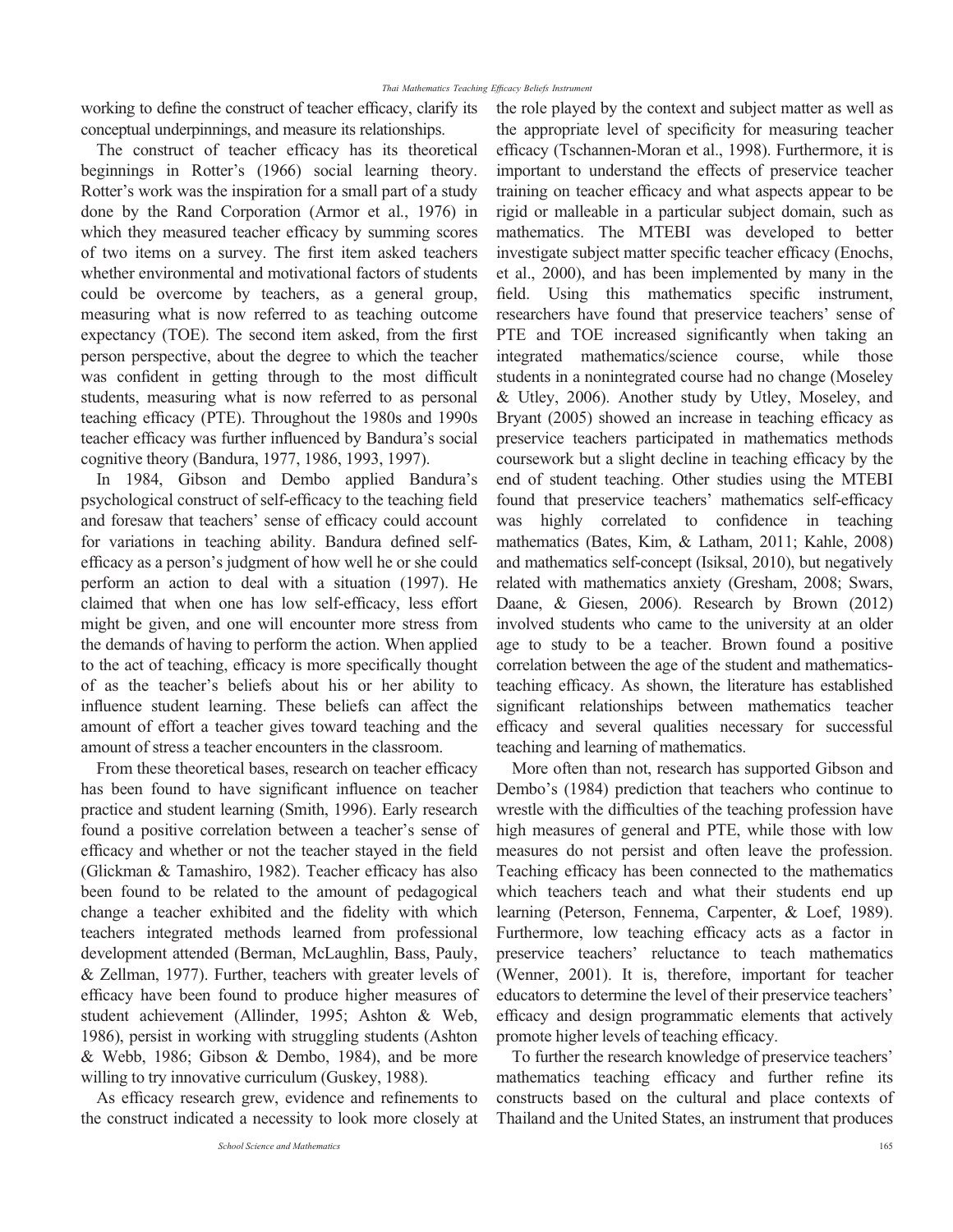working to define the construct of teacher efficacy, clarify its conceptual underpinnings, and measure its relationships.

The construct of teacher efficacy has its theoretical beginnings in Rotter's (1966) social learning theory. Rotter's work was the inspiration for a small part of a study done by the Rand Corporation (Armor et al., 1976) in which they measured teacher efficacy by summing scores of two items on a survey. The first item asked teachers whether environmental and motivational factors of students could be overcome by teachers, as a general group, measuring what is now referred to as teaching outcome expectancy (TOE). The second item asked, from the first person perspective, about the degree to which the teacher was confident in getting through to the most difficult students, measuring what is now referred to as personal teaching efficacy (PTE). Throughout the 1980s and 1990s teacher efficacy was further influenced by Bandura's social cognitive theory (Bandura, 1977, 1986, 1993, 1997).

In 1984, Gibson and Dembo applied Bandura's psychological construct of self-efficacy to the teaching field and foresaw that teachers' sense of efficacy could account for variations in teaching ability. Bandura defined self-efficacy as a person's judgment of how well he or she could perform an action to deal with a situation (1997). He claimed that when one has low self-efficacy, less effort might be given, and one will encounter more stress from the demands of having to perform the action. When applied to the act of teaching, efficacy is more specifically thought of as the teacher's beliefs about his or her ability to influence student learning. These beliefs can affect the amount of effort a teacher gives toward teaching and the amount of stress a teacher encounters in the classroom.

From these theoretical bases, research on teacher efficacy has been found to have significant influence on teacher practice and student learning (Smith, 1996). Early research found a positive correlation between a teacher's sense of efficacy and whether or not the teacher stayed in the field (Glickman & Tamashiro, 1982). Teacher efficacy has also been found to be related to the amount of pedagogical change a teacher exhibited and the fidelity with which teachers integrated methods learned from professional development attended (Berman, McLaughlin, Bass, Pauly, & Zellman, 1977). Further, teachers with greater levels of efficacy have been found to produce higher measures of student achievement (Allinder, 1995; Ashton & Web, 1986), persist in working with struggling students (Ashton & Webb, 1986; Gibson & Dembo, 1984), and be more willing to try innovative curriculum (Guskey, 1988).

As efficacy research grew, evidence and refinements to the construct indicated a necessity to look more closely at the role played by the context and subject matter as well as the appropriate level of specificity for measuring teacher efficacy (Tschannen-Moran et al., 1998). Furthermore, it is important to understand the effects of preservice teacher training on teacher efficacy and what aspects appear to be rigid or malleable in a particular subject domain, such as mathematics. The MTEBI was developed to better investigate subject matter specific teacher efficacy (Enochs, et al., 2000), and has been implemented by many in the field. Using this mathematics specific instrument, researchers have found that preservice teachers' sense of PTE and TOE increased significantly when taking an integrated mathematics/science course, while those students in a nonintegrated course had no change (Moseley & Utley, 2006). Another study by Utley, Moseley, and Bryant (2005) showed an increase in teaching efficacy as preservice teachers participated in mathematics methods coursework but a slight decline in teaching efficacy by the end of student teaching. Other studies using the MTEBI found that preservice teachers' mathematics self-efficacy was highly correlated to confidence in teaching mathematics (Bates, Kim, & Latham, 2011; Kahle, 2008) and mathematics self-concept (Isiksal, 2010), but negatively related with mathematics anxiety (Gresham, 2008; Swars, Daane, & Giesen, 2006). Research by Brown (2012) involved students who came to the university at an older age to study to be a teacher. Brown found a positive correlation between the age of the student and mathematics-teaching efficacy. As shown, the literature has established significant relationships between mathematics teacher efficacy and several qualities necessary for successful teaching and learning of mathematics.

More often than not, research has supported Gibson and Dembo's (1984) prediction that teachers who continue to wrestle with the difficulties of the teaching profession have high measures of general and PTE, while those with low measures do not persist and often leave the profession. Teaching efficacy has been connected to the mathematics which teachers teach and what their students end up learning (Peterson, Fennema, Carpenter, & Loef, 1989). Furthermore, low teaching efficacy acts as a factor in preservice teachers' reluctance to teach mathematics (Wenner, 2001). It is, therefore, important for teacher educators to determine the level of their preservice teachers' efficacy and design programmatic elements that actively promote higher levels of teaching efficacy.

To further the research knowledge of preservice teachers' mathematics teaching efficacy and further refine its constructs based on the cultural and place contexts of Thailand and the United States, an instrument that produces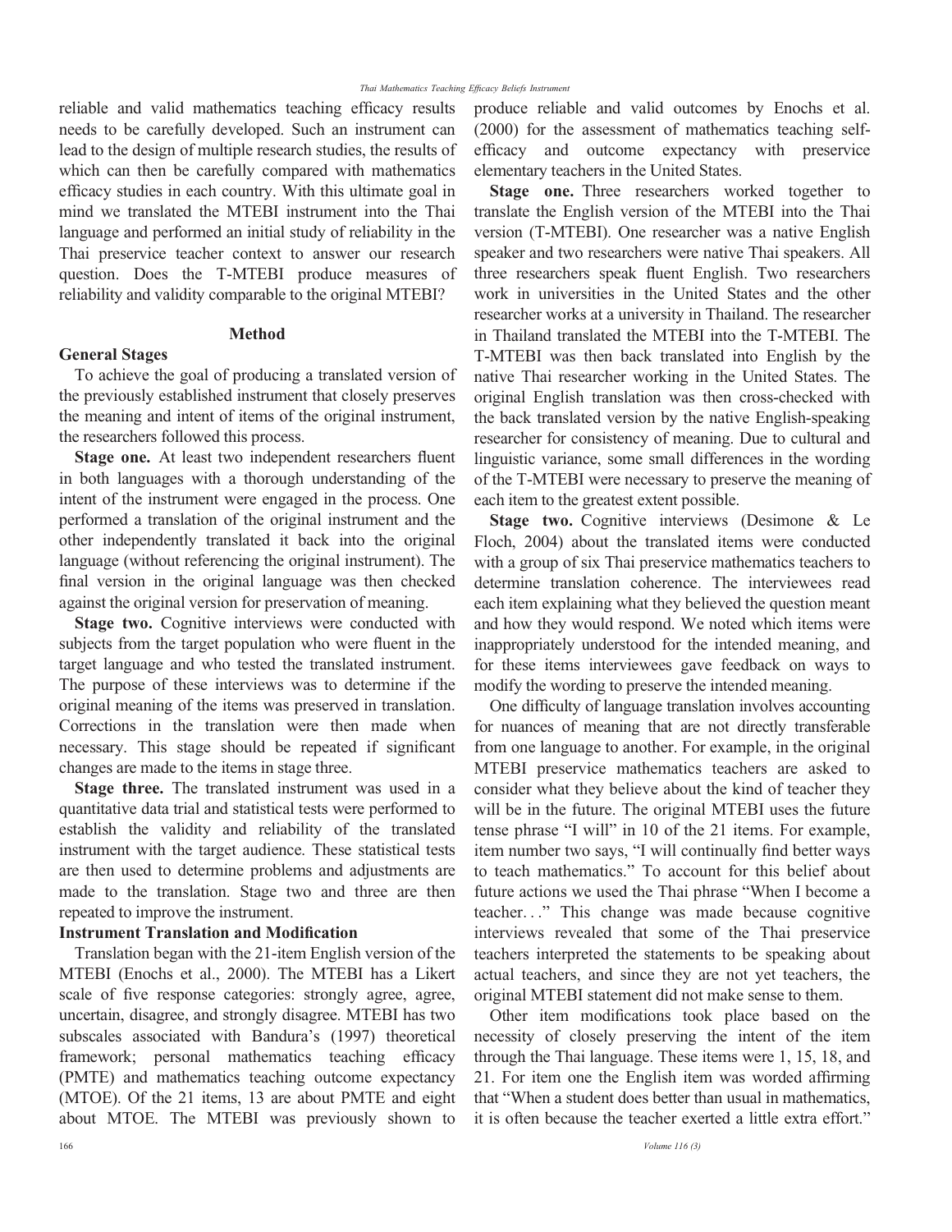reliable and valid mathematics teaching efficacy results needs to be carefully developed. Such an instrument can lead to the design of multiple research studies, the results of which can then be carefully compared with mathematics efficacy studies in each country. With this ultimate goal in mind we translated the MTEBI instrument into the Thai language and performed an initial study of reliability in the Thai preservice teacher context to answer our research question. Does the T-MTEBI produce measures of reliability and validity comparable to the original MTEBI?

## Method

### General Stages

To achieve the goal of producing a translated version of the previously established instrument that closely preserves the meaning and intent of items of the original instrument, the researchers followed this process.

**Stage one.** At least two independent researchers fluent in both languages with a thorough understanding of the intent of the instrument were engaged in the process. One performed a translation of the original instrument and the other independently translated it back into the original language (without referencing the original instrument). The final version in the original language was then checked against the original version for preservation of meaning.

**Stage two.** Cognitive interviews were conducted with subjects from the target population who were fluent in the target language and who tested the translated instrument. The purpose of these interviews was to determine if the original meaning of the items was preserved in translation. Corrections in the translation were then made when necessary. This stage should be repeated if significant changes are made to the items in stage three.

**Stage three.** The translated instrument was used in a quantitative data trial and statistical tests were performed to establish the validity and reliability of the translated instrument with the target audience. These statistical tests are then used to determine problems and adjustments are made to the translation. Stage two and three are then repeated to improve the instrument.

### Instrument Translation and Modification

Translation began with the 21-item English version of the MTEBI (Enochs et al., 2000). The MTEBI has a Likert scale of five response categories: strongly agree, agree, uncertain, disagree, and strongly disagree. MTEBI has two subscales associated with Bandura's (1997) theoretical framework; personal mathematics teaching efficacy (PMTE) and mathematics teaching outcome expectancy (MTOE). Of the 21 items, 13 are about PMTE and eight about MTOE. The MTEBI was previously shown to produce reliable and valid outcomes by Enochs et al. (2000) for the assessment of mathematics teaching self-efficacy and outcome expectancy with preservice elementary teachers in the United States.

**Stage one.** Three researchers worked together to translate the English version of the MTEBI into the Thai version (T-MTEBI). One researcher was a native English speaker and two researchers were native Thai speakers. All three researchers speak fluent English. Two researchers work in universities in the United States and the other researcher works at a university in Thailand. The researcher in Thailand translated the MTEBI into the T-MTEBI. The T-MTEBI was then back translated into English by the native Thai researcher working in the United States. The original English translation was then cross-checked with the back translated version by the native English-speaking researcher for consistency of meaning. Due to cultural and linguistic variance, some small differences in the wording of the T-MTEBI were necessary to preserve the meaning of each item to the greatest extent possible.

**Stage two.** Cognitive interviews (Desimone & Le Floch, 2004) about the translated items were conducted with a group of six Thai preservice mathematics teachers to determine translation coherence. The interviewees read each item explaining what they believed the question meant and how they would respond. We noted which items were inappropriately understood for the intended meaning, and for these items interviewees gave feedback on ways to modify the wording to preserve the intended meaning.

One difficulty of language translation involves accounting for nuances of meaning that are not directly transferable from one language to another. For example, in the original MTEBI preservice mathematics teachers are asked to consider what they believe about the kind of teacher they will be in the future. The original MTEBI uses the future tense phrase "I will" in 10 of the 21 items. For example, item number two says, "I will continually find better ways to teach mathematics." To account for this belief about future actions we used the Thai phrase "When I become a teacher. . ." This change was made because cognitive interviews revealed that some of the Thai preservice teachers interpreted the statements to be speaking about actual teachers, and since they are not yet teachers, the original MTEBI statement did not make sense to them.

Other item modifications took place based on the necessity of closely preserving the intent of the item through the Thai language. These items were 1, 15, 18, and 21. For item one the English item was worded affirming that "When a student does better than usual in mathematics, it is often because the teacher exerted a little extra effort."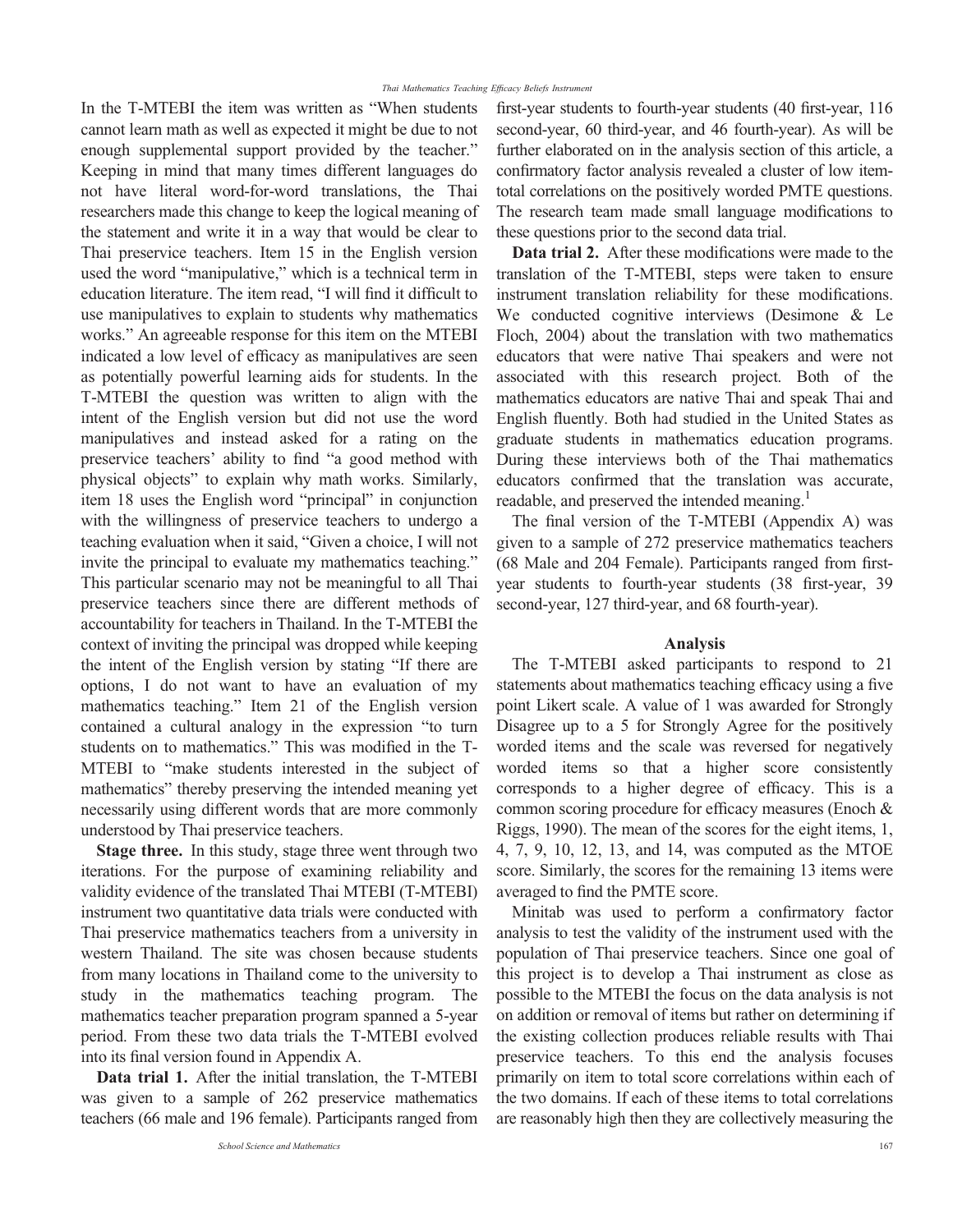In the T-MTEBI the item was written as "When students cannot learn math as well as expected it might be due to not enough supplemental support provided by the teacher." Keeping in mind that many times different languages do not have literal word-for-word translations, the Thai researchers made this change to keep the logical meaning of the statement and write it in a way that would be clear to Thai preservice teachers. Item 15 in the English version used the word "manipulative," which is a technical term in education literature. The item read, "I will find it difficult to use manipulatives to explain to students why mathematics works." An agreeable response for this item on the MTEBI indicated a low level of efficacy as manipulatives are seen as potentially powerful learning aids for students. In the T-MTEBI the question was written to align with the intent of the English version but did not use the word manipulatives and instead asked for a rating on the preservice teachers' ability to find "a good method with physical objects" to explain why math works. Similarly, item 18 uses the English word "principal" in conjunction with the willingness of preservice teachers to undergo a teaching evaluation when it said, "Given a choice, I will not invite the principal to evaluate my mathematics teaching." This particular scenario may not be meaningful to all Thai preservice teachers since there are different methods of accountability for teachers in Thailand. In the T-MTEBI the context of inviting the principal was dropped while keeping the intent of the English version by stating "If there are options, I do not want to have an evaluation of my mathematics teaching." Item 21 of the English version contained a cultural analogy in the expression "to turn students on to mathematics." This was modified in the T-MTEBI to "make students interested in the subject of mathematics" thereby preserving the intended meaning yet necessarily using different words that are more commonly understood by Thai preservice teachers.

**Stage three.** In this study, stage three went through two iterations. For the purpose of examining reliability and validity evidence of the translated Thai MTEBI (T-MTEBI) instrument two quantitative data trials were conducted with Thai preservice mathematics teachers from a university in western Thailand. The site was chosen because students from many locations in Thailand come to the university to study in the mathematics teaching program. The mathematics teacher preparation program spanned a 5-year period. From these two data trials the T-MTEBI evolved into its final version found in Appendix A.

**Data trial 1.** After the initial translation, the T-MTEBI was given to a sample of 262 preservice mathematics teachers (66 male and 196 female). Participants ranged from first-year students to fourth-year students (40 first-year, 116 second-year, 60 third-year, and 46 fourth-year). As will be further elaborated on in the analysis section of this article, a confirmatory factor analysis revealed a cluster of low item-total correlations on the positively worded PMTE questions. The research team made small language modifications to these questions prior to the second data trial.

**Data trial 2.** After these modifications were made to the translation of the T-MTEBI, steps were taken to ensure instrument translation reliability for these modifications. We conducted cognitive interviews (Desimone & Le Floch, 2004) about the translation with two mathematics educators that were native Thai speakers and were not associated with this research project. Both of the mathematics educators are native Thai and speak Thai and English fluently. Both had studied in the United States as graduate students in mathematics education programs. During these interviews both of the Thai mathematics educators confirmed that the translation was accurate, readable, and preserved the intended meaning.[1]

The final version of the T-MTEBI (Appendix A) was given to a sample of 272 preservice mathematics teachers (68 Male and 204 Female). Participants ranged from first-year students to fourth-year students (38 first-year, 39 second-year, 127 third-year, and 68 fourth-year).

## Analysis

The T-MTEBI asked participants to respond to 21 statements about mathematics teaching efficacy using a five point Likert scale. A value of 1 was awarded for Strongly Disagree up to a 5 for Strongly Agree for the positively worded items and the scale was reversed for negatively worded items so that a higher score consistently corresponds to a higher degree of efficacy. This is a common scoring procedure for efficacy measures (Enoch & Riggs, 1990). The mean of the scores for the eight items, 1, 4, 7, 9, 10, 12, 13, and 14, was computed as the MTOE score. Similarly, the scores for the remaining 13 items were averaged to find the PMTE score.

Minitab was used to perform a confirmatory factor analysis to test the validity of the instrument used with the population of Thai preservice teachers. Since one goal of this project is to develop a Thai instrument as close as possible to the MTEBI the focus on the data analysis is not on addition or removal of items but rather on determining if the existing collection produces reliable results with Thai preservice teachers. To this end the analysis focuses primarily on item to total score correlations within each of the two domains. If each of these items to total correlations are reasonably high then they are collectively measuring the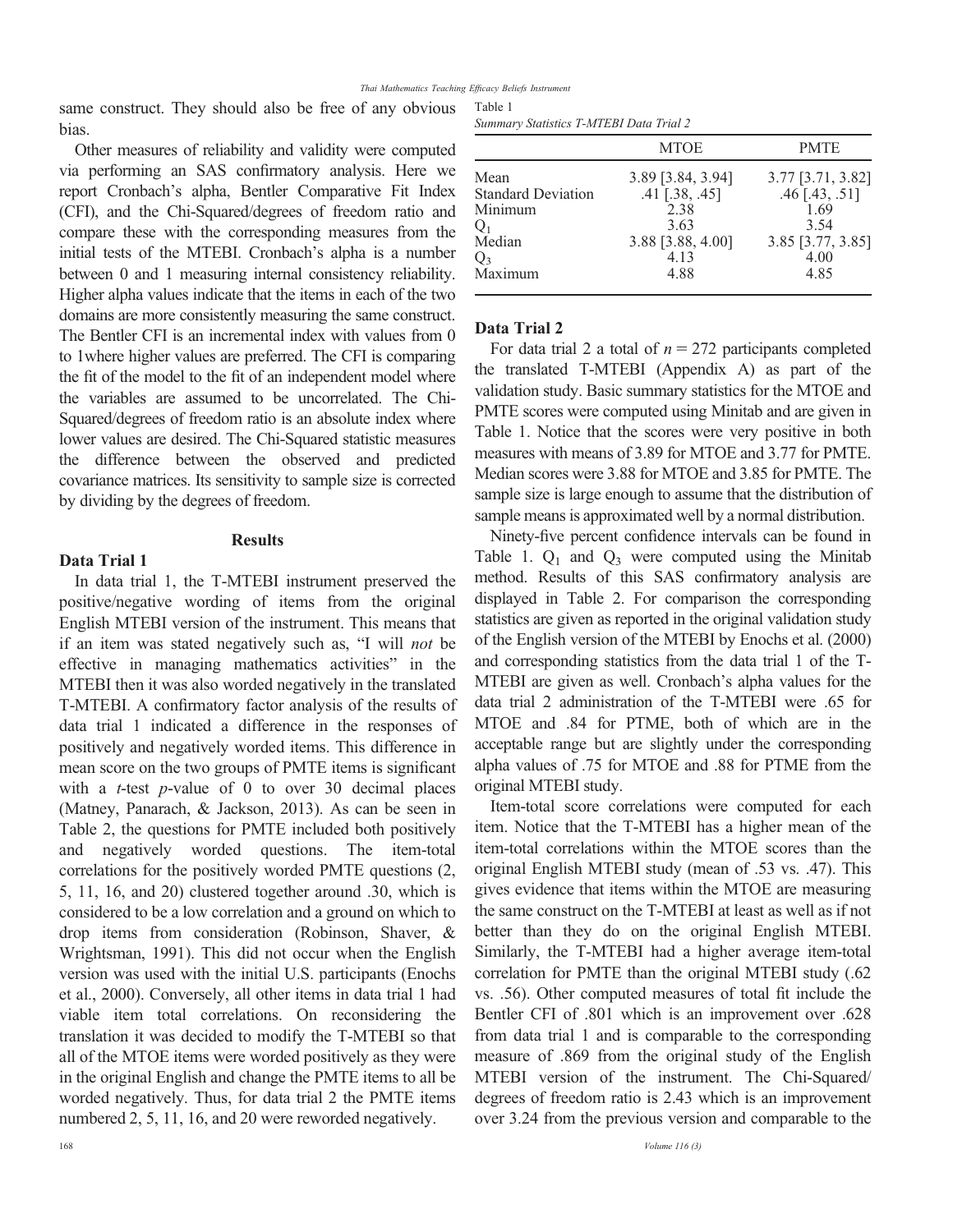same construct. They should also be free of any obvious bias.

Other measures of reliability and validity were computed via performing an SAS confirmatory analysis. Here we report Cronbach's alpha, Bentler Comparative Fit Index (CFI), and the Chi-Squared/degrees of freedom ratio and compare these with the corresponding measures from the initial tests of the MTEBI. Cronbach's alpha is a number between 0 and 1 measuring internal consistency reliability. Higher alpha values indicate that the items in each of the two domains are more consistently measuring the same construct. The Bentler CFI is an incremental index with values from 0 to 1where higher values are preferred. The CFI is comparing the fit of the model to the fit of an independent model where the variables are assumed to be uncorrelated. The Chi-Squared/degrees of freedom ratio is an absolute index where lower values are desired. The Chi-Squared statistic measures the difference between the observed and predicted covariance matrices. Its sensitivity to sample size is corrected by dividing by the degrees of freedom.

## Results

### Data Trial 1

In data trial 1, the T-MTEBI instrument preserved the positive/negative wording of items from the original English MTEBI version of the instrument. This means that if an item was stated negatively such as, "I will *not* be effective in managing mathematics activities" in the MTEBI then it was also worded negatively in the translated T-MTEBI. A confirmatory factor analysis of the results of data trial 1 indicated a difference in the responses of positively and negatively worded items. This difference in mean score on the two groups of PMTE items is significant with a *t*-test *p*-value of 0 to over 30 decimal places (Matney, Panarach, & Jackson, 2013). As can be seen in Table 2, the questions for PMTE included both positively and negatively worded questions. The item-total correlations for the positively worded PMTE questions (2, 5, 11, 16, and 20) clustered together around .30, which is considered to be a low correlation and a ground on which to drop items from consideration (Robinson, Shaver, & Wrightsman, 1991). This did not occur when the English version was used with the initial U.S. participants (Enochs et al., 2000). Conversely, all other items in data trial 1 had viable item total correlations. On reconsidering the translation it was decided to modify the T-MTEBI so that all of the MTOE items were worded positively as they were in the original English and change the PMTE items to all be worded negatively. Thus, for data trial 2 the PMTE items numbered 2, 5, 11, 16, and 20 were reworded negatively.

Table 1
*Summary Statistics T-MTEBI Data Trial 2*

| | MTOE | PMTE |
|---|---|---|
| Mean | 3.89 [3.84, 3.94] | 3.77 [3.71, 3.82] |
| Standard Deviation | .41 [.38, .45] | .46 [.43, .51] |
| Minimum | 2.38 | 1.69 |
| $Q_1$ | 3.63 | 3.54 |
| Median | 3.88 [3.88, 4.00] | 3.85 [3.77, 3.85] |
| $Q_3$ | 4.13 | 4.00 |
| Maximum | 4.88 | 4.85 |

### Data Trial 2

For data trial 2 a total of $n = 272$ participants completed the translated T-MTEBI (Appendix A) as part of the validation study. Basic summary statistics for the MTOE and PMTE scores were computed using Minitab and are given in Table 1. Notice that the scores were very positive in both measures with means of 3.89 for MTOE and 3.77 for PMTE. Median scores were 3.88 for MTOE and 3.85 for PMTE. The sample size is large enough to assume that the distribution of sample means is approximated well by a normal distribution.

Ninety-five percent confidence intervals can be found in Table 1. $Q_1$ and $Q_3$ were computed using the Minitab method. Results of this SAS confirmatory analysis are displayed in Table 2. For comparison the corresponding statistics are given as reported in the original validation study of the English version of the MTEBI by Enochs et al. (2000) and corresponding statistics from the data trial 1 of the T-MTEBI are given as well. Cronbach's alpha values for the data trial 2 administration of the T-MTEBI were .65 for MTOE and .84 for PTME, both of which are in the acceptable range but are slightly under the corresponding alpha values of .75 for MTOE and .88 for PTME from the original MTEBI study.

Item-total score correlations were computed for each item. Notice that the T-MTEBI has a higher mean of the item-total correlations within the MTOE scores than the original English MTEBI study (mean of .53 vs. .47). This gives evidence that items within the MTOE are measuring the same construct on the T-MTEBI at least as well as if not better than they do on the original English MTEBI. Similarly, the T-MTEBI had a higher average item-total correlation for PMTE than the original MTEBI study (.62 vs. .56). Other computed measures of total fit include the Bentler CFI of .801 which is an improvement over .628 from data trial 1 and is comparable to the corresponding measure of .869 from the original study of the English MTEBI version of the instrument. The Chi-Squared/degrees of freedom ratio is 2.43 which is an improvement over 3.24 from the previous version and comparable to the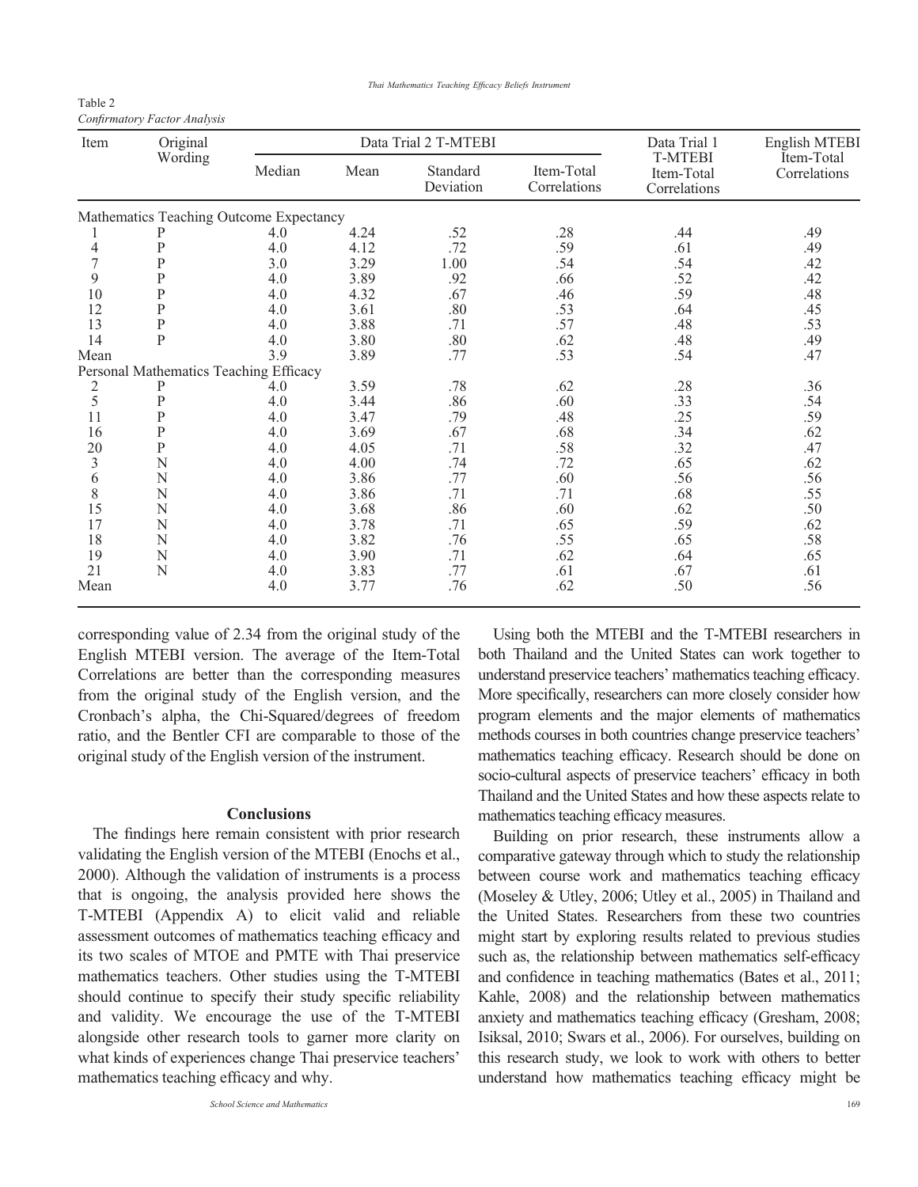Table 2
*Confirmatory Factor Analysis*

| Item | Original Wording | Data Trial 2 T-MTEBI | | | | Data Trial 1 T-MTEBI Item-Total Correlations | English MTEBI Item-Total Correlations |
|---|---|---|---|---|---|---|---|
| | | Median | Mean | Standard Deviation | Item-Total Correlations | | |
| Mathematics Teaching Outcome Expectancy | | | | | | | |
| 1 | P | 4.0 | 4.24 | .52 | .28 | .44 | .49 |
| 4 | P | 4.0 | 4.12 | .72 | .59 | .61 | .49 |
| 7 | P | 3.0 | 3.29 | 1.00 | .54 | .54 | .42 |
| 9 | P | 4.0 | 3.89 | .92 | .66 | .52 | .42 |
| 10 | P | 4.0 | 4.32 | .67 | .46 | .59 | .48 |
| 12 | P | 4.0 | 3.61 | .80 | .53 | .64 | .45 |
| 13 | P | 4.0 | 3.88 | .71 | .57 | .48 | .53 |
| 14 | P | 4.0 | 3.80 | .80 | .62 | .48 | .49 |
| Mean | | 3.9 | 3.89 | .77 | .53 | .54 | .47 |
| Personal Mathematics Teaching Efficacy | | | | | | | |
| 2 | P | 4.0 | 3.59 | .78 | .62 | .28 | .36 |
| 5 | P | 4.0 | 3.44 | .86 | .60 | .33 | .54 |
| 11 | P | 4.0 | 3.47 | .79 | .48 | .25 | .59 |
| 16 | P | 4.0 | 3.69 | .67 | .68 | .34 | .62 |
| 20 | P | 4.0 | 4.05 | .71 | .58 | .32 | .47 |
| 3 | N | 4.0 | 4.00 | .74 | .72 | .65 | .62 |
| 6 | N | 4.0 | 3.86 | .77 | .60 | .56 | .56 |
| 8 | N | 4.0 | 3.86 | .71 | .71 | .68 | .55 |
| 15 | N | 4.0 | 3.68 | .86 | .60 | .62 | .50 |
| 17 | N | 4.0 | 3.78 | .71 | .65 | .59 | .62 |
| 18 | N | 4.0 | 3.82 | .76 | .55 | .65 | .58 |
| 19 | N | 4.0 | 3.90 | .71 | .62 | .64 | .65 |
| 21 | N | 4.0 | 3.83 | .77 | .61 | .67 | .61 |
| Mean | | 4.0 | 3.77 | .76 | .62 | .50 | .56 |

corresponding value of 2.34 from the original study of the English MTEBI version. The average of the Item-Total Correlations are better than the corresponding measures from the original study of the English version, and the Cronbach's alpha, the Chi-Squared/degrees of freedom ratio, and the Bentler CFI are comparable to those of the original study of the English version of the instrument.

## Conclusions

The findings here remain consistent with prior research validating the English version of the MTEBI (Enochs et al., 2000). Although the validation of instruments is a process that is ongoing, the analysis provided here shows the T-MTEBI (Appendix A) to elicit valid and reliable assessment outcomes of mathematics teaching efficacy and its two scales of MTOE and PMTE with Thai preservice mathematics teachers. Other studies using the T-MTEBI should continue to specify their study specific reliability and validity. We encourage the use of the T-MTEBI alongside other research tools to garner more clarity on what kinds of experiences change Thai preservice teachers' mathematics teaching efficacy and why.

Using both the MTEBI and the T-MTEBI researchers in both Thailand and the United States can work together to understand preservice teachers' mathematics teaching efficacy. More specifically, researchers can more closely consider how program elements and the major elements of mathematics methods courses in both countries change preservice teachers' mathematics teaching efficacy. Research should be done on socio-cultural aspects of preservice teachers' efficacy in both Thailand and the United States and how these aspects relate to mathematics teaching efficacy measures.

Building on prior research, these instruments allow a comparative gateway through which to study the relationship between course work and mathematics teaching efficacy (Moseley & Utley, 2006; Utley et al., 2005) in Thailand and the United States. Researchers from these two countries might start by exploring results related to previous studies such as, the relationship between mathematics self-efficacy and confidence in teaching mathematics (Bates et al., 2011; Kahle, 2008) and the relationship between mathematics anxiety and mathematics teaching efficacy (Gresham, 2008; Isiksal, 2010; Swars et al., 2006). For ourselves, building on this research study, we look to work with others to better understand how mathematics teaching efficacy might be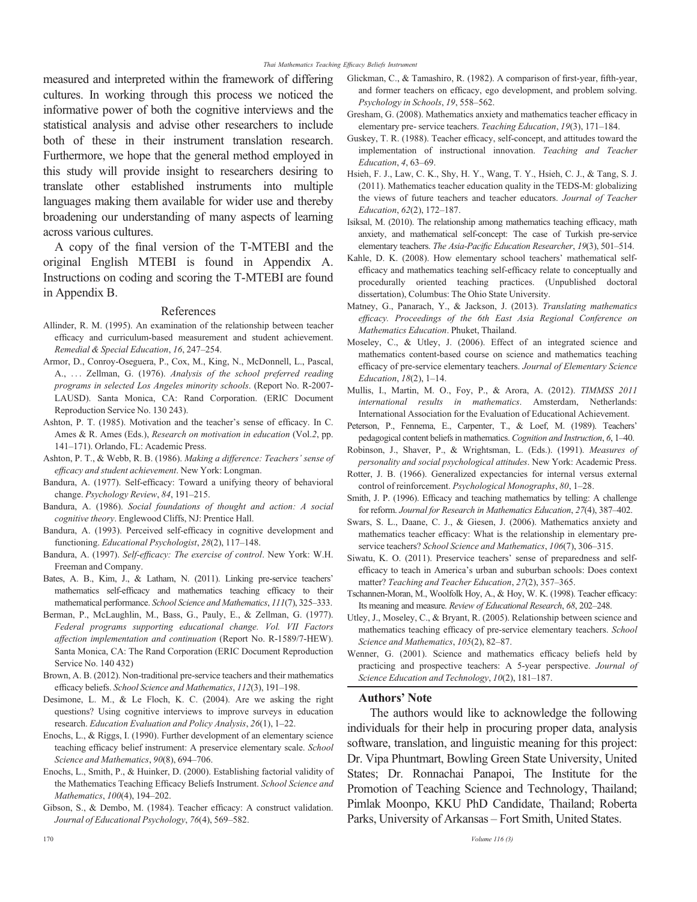measured and interpreted within the framework of differing cultures. In working through this process we noticed the informative power of both the cognitive interviews and the statistical analysis and advise other researchers to include both of these in their instrument translation research. Furthermore, we hope that the general method employed in this study will provide insight to researchers desiring to translate other established instruments into multiple languages making them available for wider use and thereby broadening our understanding of many aspects of learning across various cultures.

A copy of the final version of the T-MTEBI and the original English MTEBI is found in Appendix A. Instructions on coding and scoring the T-MTEBI are found in Appendix B.

## References

Allinder, R. M. (1995). An examination of the relationship between teacher efficacy and curriculum-based measurement and student achievement. *Remedial & Special Education*, *16*, 247–254.

Armor, D., Conroy-Oseguera, P., Cox, M., King, N., McDonnell, L., Pascal, A., . . . Zellman, G. (1976). *Analysis of the school preferred reading programs in selected Los Angeles minority schools*. (Report No. R-2007-LAUSD). Santa Monica, CA: Rand Corporation. (ERIC Document Reproduction Service No. 130 243).

Ashton, P. T. (1985). Motivation and the teacher's sense of efficacy. In C. Ames & R. Ames (Eds.), *Research on motivation in education* (Vol.*2*, pp. 141–171). Orlando, FL: Academic Press.

Ashton, P. T., & Webb, R. B. (1986). *Making a difference: Teachers' sense of efficacy and student achievement*. New York: Longman.

Bandura, A. (1977). Self-efficacy: Toward a unifying theory of behavioral change. *Psychology Review*, *84*, 191–215.

Bandura, A. (1986). *Social foundations of thought and action: A social cognitive theory*. Englewood Cliffs, NJ: Prentice Hall.

Bandura, A. (1993). Perceived self-efficacy in cognitive development and functioning. *Educational Psychologist*, *28*(2), 117–148.

Bandura, A. (1997). *Self-efficacy: The exercise of control*. New York: W.H. Freeman and Company.

Bates, A. B., Kim, J., & Latham, N. (2011). Linking pre-service teachers' mathematics self-efficacy and mathematics teaching efficacy to their mathematical performance. *School Science and Mathematics*, *111*(7), 325–333.

Berman, P., McLaughlin, M., Bass, G., Pauly, E., & Zellman, G. (1977). *Federal programs supporting educational change. Vol. VII Factors affection implementation and continuation* (Report No. R-1589/7-HEW). Santa Monica, CA: The Rand Corporation (ERIC Document Reproduction Service No. 140 432)

Brown, A. B. (2012). Non-traditional pre-service teachers and their mathematics efficacy beliefs. *School Science and Mathematics*, *112*(3), 191–198.

Desimone, L. M., & Le Floch, K. C. (2004). Are we asking the right questions? Using cognitive interviews to improve surveys in education research. *Education Evaluation and Policy Analysis*, *26*(1), 1–22.

Enochs, L., & Riggs, I. (1990). Further development of an elementary science teaching efficacy belief instrument: A preservice elementary scale. *School Science and Mathematics*, *90*(8), 694–706.

Enochs, L., Smith, P., & Huinker, D. (2000). Establishing factorial validity of the Mathematics Teaching Efficacy Beliefs Instrument. *School Science and Mathematics*, *100*(4), 194–202.

Gibson, S., & Dembo, M. (1984). Teacher efficacy: A construct validation. *Journal of Educational Psychology*, *76*(4), 569–582.

Glickman, C., & Tamashiro, R. (1982). A comparison of first-year, fifth-year, and former teachers on efficacy, ego development, and problem solving. *Psychology in Schools*, *19*, 558–562.

Gresham, G. (2008). Mathematics anxiety and mathematics teacher efficacy in elementary pre- service teachers. *Teaching Education*, *19*(3), 171–184.

Guskey, T. R. (1988). Teacher efficacy, self-concept, and attitudes toward the implementation of instructional innovation. *Teaching and Teacher Education*, *4*, 63–69.

Hsieh, F. J., Law, C. K., Shy, H. Y., Wang, T. Y., Hsieh, C. J., & Tang, S. J. (2011). Mathematics teacher education quality in the TEDS-M: globalizing the views of future teachers and teacher educators. *Journal of Teacher Education*, *62*(2), 172–187.

Isiksal, M. (2010). The relationship among mathematics teaching efficacy, math anxiety, and mathematical self-concept: The case of Turkish pre-service elementary teachers. *The Asia-Pacific Education Researcher*, *19*(3), 501–514.

Kahle, D. K. (2008). How elementary school teachers' mathematical self-efficacy and mathematics teaching self-efficacy relate to conceptually and procedurally oriented teaching practices. (Unpublished doctoral dissertation), Columbus: The Ohio State University.

Matney, G., Panarach, Y., & Jackson, J. (2013). *Translating mathematics efficacy. Proceedings of the 6th East Asia Regional Conference on Mathematics Education*. Phuket, Thailand.

Moseley, C., & Utley, J. (2006). Effect of an integrated science and mathematics content-based course on science and mathematics teaching efficacy of pre-service elementary teachers. *Journal of Elementary Science Education*, *18*(2), 1–14.

Mullis, I., Martin, M. O., Foy, P., & Arora, A. (2012). *TIMMSS 2011 international results in mathematics*. Amsterdam, Netherlands: International Association for the Evaluation of Educational Achievement.

Peterson, P., Fennema, E., Carpenter, T., & Loef, M. (1989). Teachers' pedagogical content beliefs in mathematics. *Cognition and Instruction*, *6*, 1–40.

Robinson, J., Shaver, P., & Wrightsman, L. (Eds.). (1991). *Measures of personality and social psychological attitudes*. New York: Academic Press.

Rotter, J. B. (1966). Generalized expectancies for internal versus external control of reinforcement. *Psychological Monographs*, *80*, 1–28.

Smith, J. P. (1996). Efficacy and teaching mathematics by telling: A challenge for reform. *Journal for Research in Mathematics Education*, *27*(4), 387–402.

Swars, S. L., Daane, C. J., & Giesen, J. (2006). Mathematics anxiety and mathematics teacher efficacy: What is the relationship in elementary pre-service teachers? *School Science and Mathematics*, *106*(7), 306–315.

Siwatu, K. O. (2011). Preservice teachers' sense of preparedness and self-efficacy to teach in America's urban and suburban schools: Does context matter? *Teaching and Teacher Education*, *27*(2), 357–365.

Tschannen-Moran, M., Woolfolk Hoy, A., & Hoy, W. K. (1998). Teacher efficacy: Its meaning and measure. *Review of Educational Research*, *68*, 202–248.

Utley, J., Moseley, C., & Bryant, R. (2005). Relationship between science and mathematics teaching efficacy of pre-service elementary teachers. *School Science and Mathematics*, *105*(2), 82–87.

Wenner, G. (2001). Science and mathematics efficacy beliefs held by practicing and prospective teachers: A 5-year perspective. *Journal of Science Education and Technology*, *10*(2), 181–187.

### Authors' Note

The authors would like to acknowledge the following individuals for their help in procuring proper data, analysis software, translation, and linguistic meaning for this project: Dr. Vipa Phuntmart, Bowling Green State University, United States; Dr. Ronnachai Panapoi, The Institute for the Promotion of Teaching Science and Technology, Thailand; Pimlak Moonpo, KKU PhD Candidate, Thailand; Roberta Parks, University of Arkansas – Fort Smith, United States.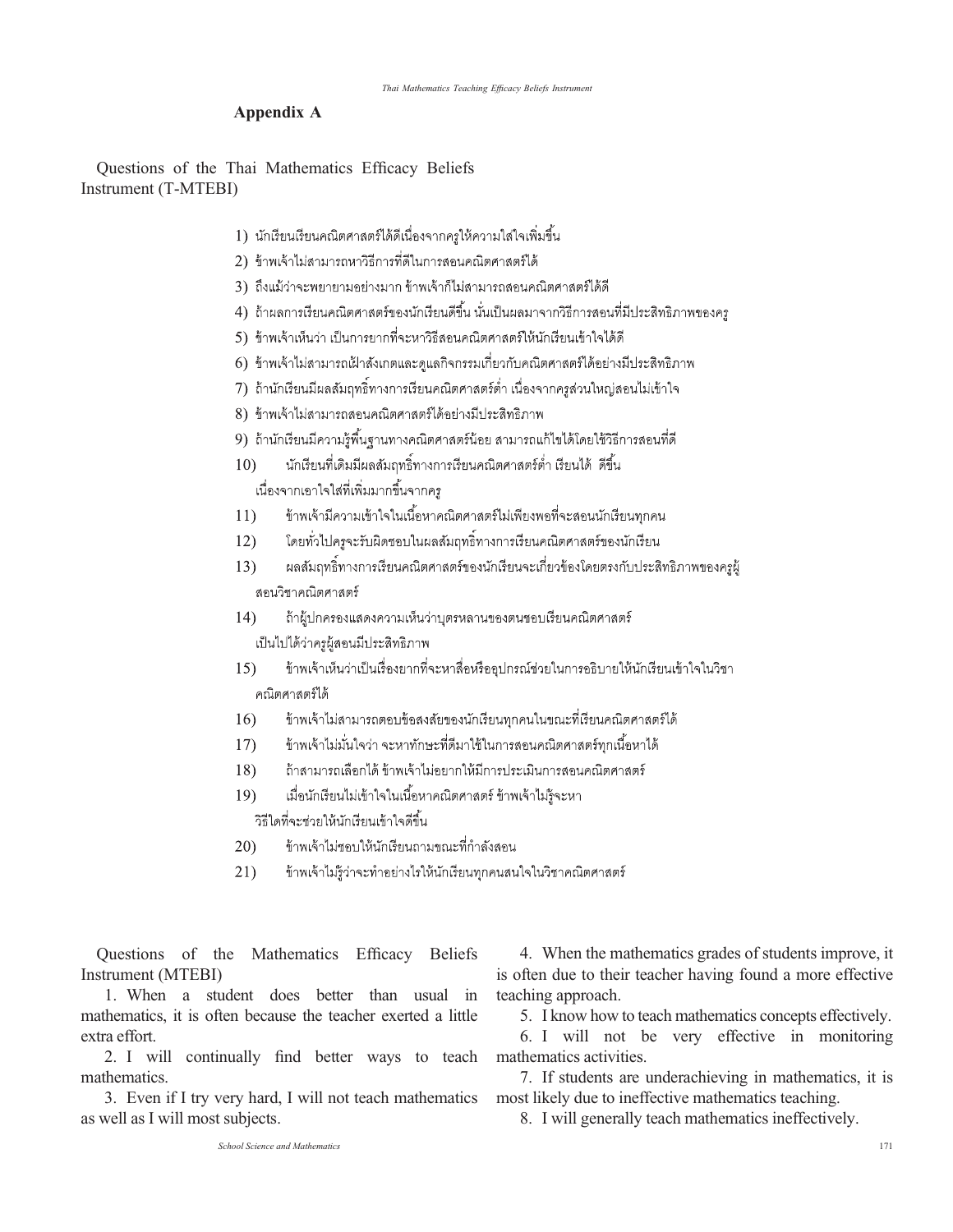## Appendix A

Questions of the Thai Mathematics Efficacy Beliefs Instrument (T-MTEBI)

1) นักเรียนเรียนคณิตศาสตร์ได้ดีเนื่องจากครูให้ความใส่ใจเพิ่มขึ้น
2) ข้าพเจ้าไม่สามารถหาวิธีการที่ดีในการสอนคณิตศาสตร์ได้
3) ถึงแม้ว่าจะพยายามอย่างมาก ข้าพเจ้าก็ไม่สามารถสอนคณิตศาสตร์ได้ดี
4) ถ้าผลการเรียนคณิตศาสตร์ของนักเรียนดีขึ้น นั่นเป็นผลมาจากวิธีการสอนที่มีประสิทธิภาพของครู
5) ข้าพเจ้าเห็นว่า เป็นการยากที่จะหาวิธีสอนคณิตศาสตร์ให้นักเรียนเข้าใจได้ดี
6) ข้าพเจ้าไม่สามารถเฝ้าสังเกตและดูแลกิจกรรมเกี่ยวกับคณิตศาสตร์ได้อย่างมีประสิทธิภาพ
7) ถ้านักเรียนมีผลสัมฤทธิ์ทางการเรียนคณิตศาสตร์ต่ำ เนื่องจากครูส่วนใหญ่สอนไม่เข้าใจ
8) ข้าพเจ้าไม่สามารถสอนคณิตศาสตร์ได้อย่างมีประสิทธิภาพ
9) ถ้านักเรียนมีความรู้พื้นฐานทางคณิตศาสตร์น้อย สามารถแก้ไขได้โดยใช้วิธีการสอนที่ดี
10) นักเรียนที่เดิมมีผลสัมฤทธิ์ทางการเรียนคณิตศาสตร์ต่ำ เรียนได้ ดีขึ้น เนื่องจากเอาใจใส่ที่เพิ่มมากขึ้นจากครู
11) ข้าพเจ้ามีความเข้าใจในเนื้อหาคณิตศาสตร์ไม่เพียงพอที่จะสอนนักเรียนทุกคน
12) โดยทั่วไปครูจะรับผิดชอบในผลสัมฤทธิ์ทางการเรียนคณิตศาสตร์ของนักเรียน
13) ผลสัมฤทธิ์ทางการเรียนคณิตศาสตร์ของนักเรียนจะเกี่ยวข้องโดยตรงกับประสิทธิภาพของครูผู้สอนวิชาคณิตศาสตร์
14) ถ้าผู้ปกครองแสดงความเห็นว่าบุตรหลานของตนชอบเรียนคณิตศาสตร์ เป็นไปได้ว่าครูผู้สอนมีประสิทธิภาพ
15) ข้าพเจ้าเห็นว่าเป็นเรื่องยากที่จะหาสื่อหรืออุปกรณ์ช่วยในการอธิบายให้นักเรียนเข้าใจในวิชาคณิตศาสตร์ได้
16) ข้าพเจ้าไม่สามารถตอบข้อสงสัยของนักเรียนทุกคนในขณะที่เรียนคณิตศาสตร์ได้
17) ข้าพเจ้าไม่มั่นใจว่า จะหาทักษะที่ดีมาใช้ในการสอนคณิตศาสตร์ทุกเนื้อหาได้
18) ถ้าสามารถเลือกได้ ข้าพเจ้าไม่อยากให้มีการประเมินการสอนคณิตศาสตร์
19) เมื่อนักเรียนไม่เข้าใจในเนื้อหาคณิตศาสตร์ ข้าพเจ้าไม่รู้จะหาวิธีใดที่จะช่วยให้นักเรียนเข้าใจดีขึ้น
20) ข้าพเจ้าไม่ชอบให้นักเรียนถามขณะที่กำลังสอน
21) ข้าพเจ้าไม่รู้ว่าจะทำอย่างไรให้นักเรียนทุกคนสนใจในวิชาคณิตศาสตร์

Questions of the Mathematics Efficacy Beliefs Instrument (MTEBI)

1. When a student does better than usual in mathematics, it is often because the teacher exerted a little extra effort.
2. I will continually find better ways to teach mathematics.
3. Even if I try very hard, I will not teach mathematics as well as I will most subjects.
4. When the mathematics grades of students improve, it is often due to their teacher having found a more effective teaching approach.
5. I know how to teach mathematics concepts effectively.
6. I will not be very effective in monitoring mathematics activities.
7. If students are underachieving in mathematics, it is most likely due to ineffective mathematics teaching.
8. I will generally teach mathematics ineffectively.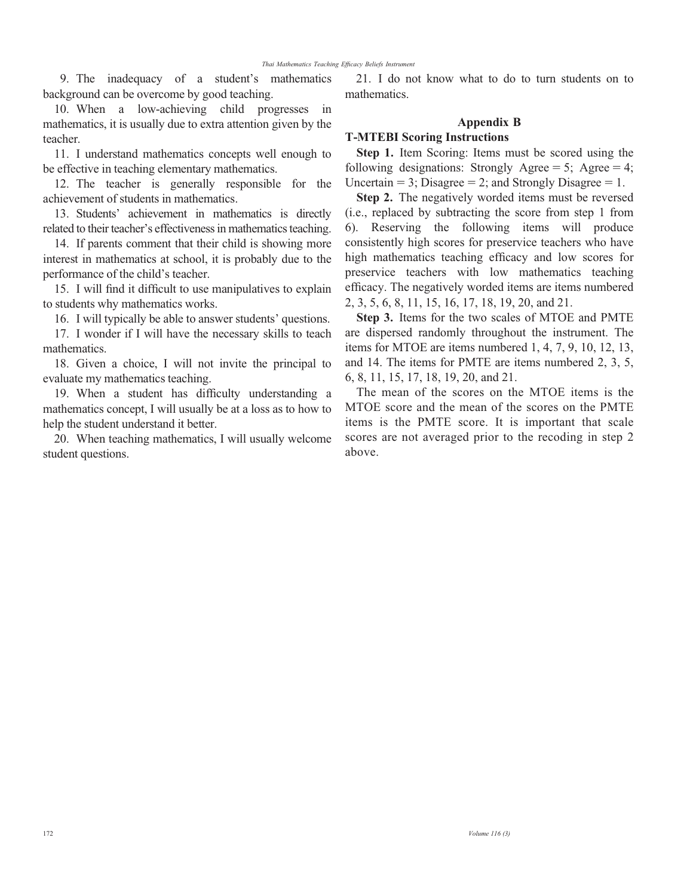9. The inadequacy of a student's mathematics background can be overcome by good teaching.

10. When a low-achieving child progresses in mathematics, it is usually due to extra attention given by the teacher.

11. I understand mathematics concepts well enough to be effective in teaching elementary mathematics.

12. The teacher is generally responsible for the achievement of students in mathematics.

13. Students' achievement in mathematics is directly related to their teacher's effectiveness in mathematics teaching.

14. If parents comment that their child is showing more interest in mathematics at school, it is probably due to the performance of the child's teacher.

15. I will find it difficult to use manipulatives to explain to students why mathematics works.

16. I will typically be able to answer students' questions.

17. I wonder if I will have the necessary skills to teach mathematics.

18. Given a choice, I will not invite the principal to evaluate my mathematics teaching.

19. When a student has difficulty understanding a mathematics concept, I will usually be at a loss as to how to help the student understand it better.

20. When teaching mathematics, I will usually welcome student questions.

21. I do not know what to do to turn students on to mathematics.

## Appendix B

### T-MTEBI Scoring Instructions

**Step 1.** Item Scoring: Items must be scored using the following designations: Strongly Agree = 5; Agree = 4; Uncertain = 3; Disagree = 2; and Strongly Disagree = 1.

**Step 2.** The negatively worded items must be reversed (i.e., replaced by subtracting the score from step 1 from 6). Reserving the following items will produce consistently high scores for preservice teachers who have high mathematics teaching efficacy and low scores for preservice teachers with low mathematics teaching efficacy. The negatively worded items are items numbered 2, 3, 5, 6, 8, 11, 15, 16, 17, 18, 19, 20, and 21.

**Step 3.** Items for the two scales of MTOE and PMTE are dispersed randomly throughout the instrument. The items for MTOE are items numbered 1, 4, 7, 9, 10, 12, 13, and 14. The items for PMTE are items numbered 2, 3, 5, 6, 8, 11, 15, 17, 18, 19, 20, and 21.

The mean of the scores on the MTOE items is the MTOE score and the mean of the scores on the PMTE items is the PMTE score. It is important that scale scores are not averaged prior to the recoding in step 2 above.